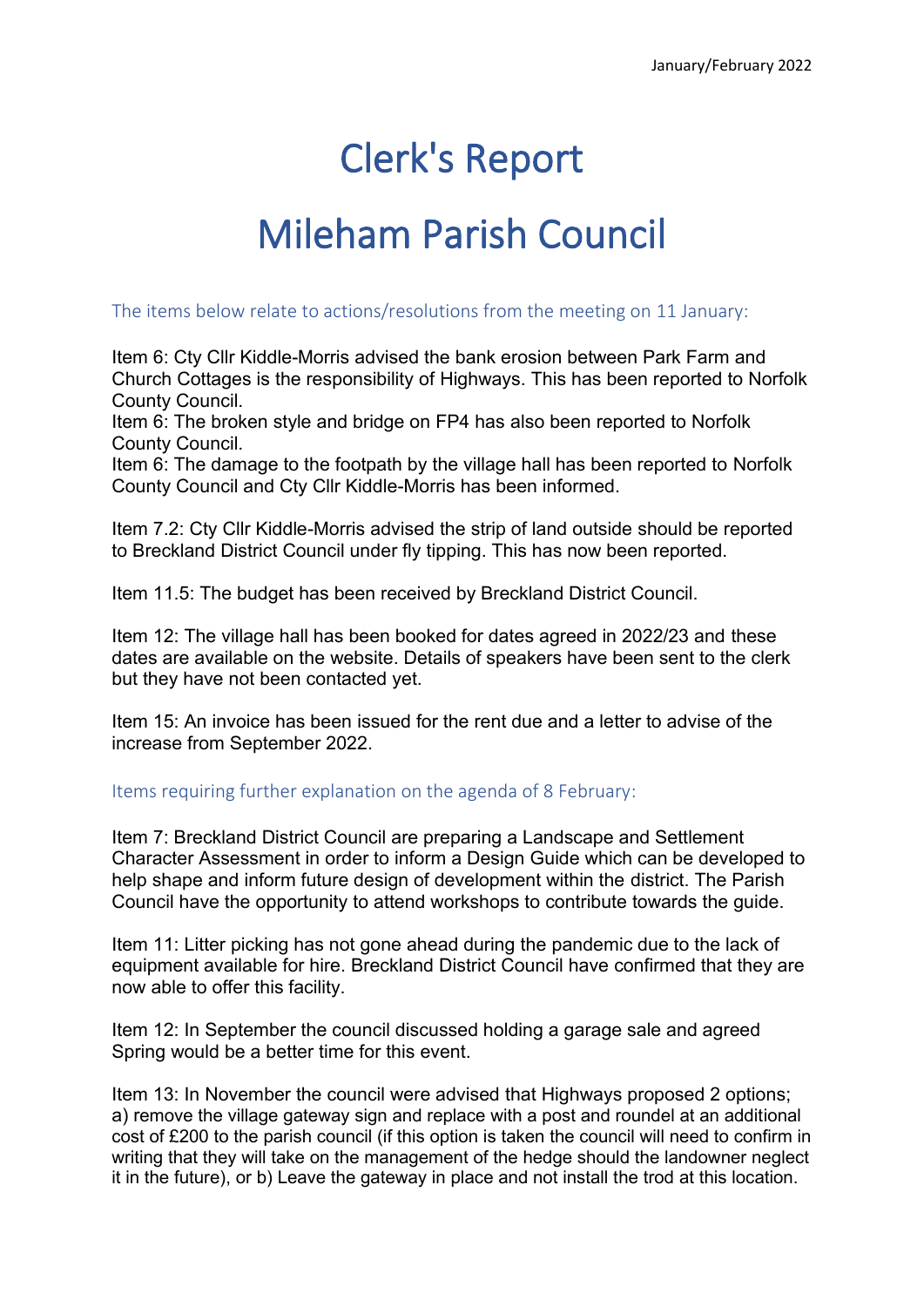January/February 2022

# Clerk's Report

# Mileham Parish Council

## The items below relate to actions/resolutions from the meeting on 11 January:

Item 6: Cty Cllr Kiddle-Morris advised the bank erosion between Park Farm and Church Cottages is the responsibility of Highways. This has been reported to Norfolk County Council.
Item 6: The broken style and bridge on FP4 has also been reported to Norfolk County Council.
Item 6: The damage to the footpath by the village hall has been reported to Norfolk County Council and Cty Cllr Kiddle-Morris has been informed.

Item 7.2: Cty Cllr Kiddle-Morris advised the strip of land outside should be reported to Breckland District Council under fly tipping. This has now been reported.

Item 11.5: The budget has been received by Breckland District Council.

Item 12: The village hall has been booked for dates agreed in 2022/23 and these dates are available on the website. Details of speakers have been sent to the clerk but they have not been contacted yet.

Item 15: An invoice has been issued for the rent due and a letter to advise of the increase from September 2022.

## Items requiring further explanation on the agenda of 8 February:

Item 7: Breckland District Council are preparing a Landscape and Settlement Character Assessment in order to inform a Design Guide which can be developed to help shape and inform future design of development within the district. The Parish Council have the opportunity to attend workshops to contribute towards the guide.

Item 11: Litter picking has not gone ahead during the pandemic due to the lack of equipment available for hire. Breckland District Council have confirmed that they are now able to offer this facility.

Item 12: In September the council discussed holding a garage sale and agreed Spring would be a better time for this event.

Item 13: In November the council were advised that Highways proposed 2 options; a) remove the village gateway sign and replace with a post and roundel at an additional cost of £200 to the parish council (if this option is taken the council will need to confirm in writing that they will take on the management of the hedge should the landowner neglect it in the future), or b) Leave the gateway in place and not install the trod at this location.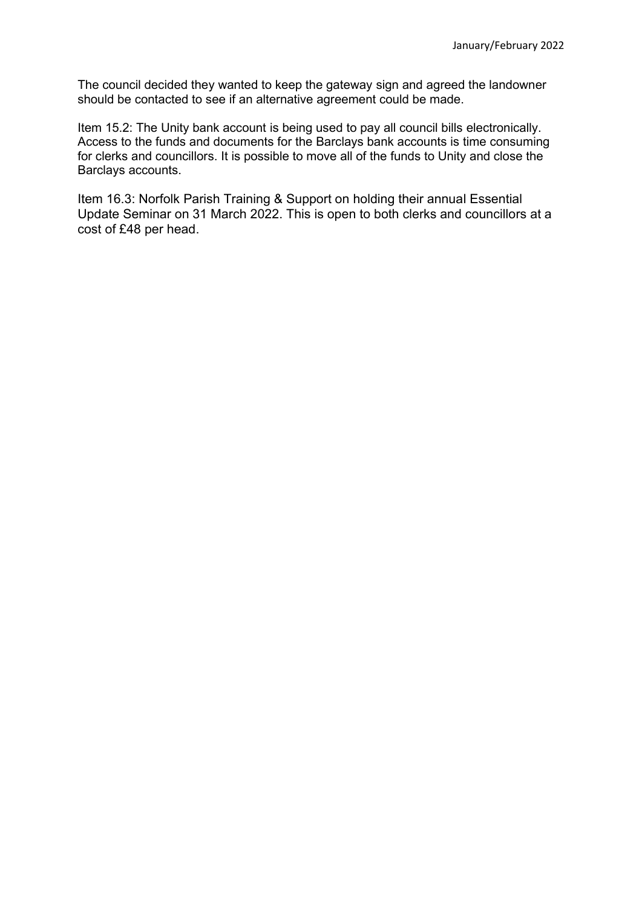The council decided they wanted to keep the gateway sign and agreed the landowner should be contacted to see if an alternative agreement could be made.

Item 15.2: The Unity bank account is being used to pay all council bills electronically. Access to the funds and documents for the Barclays bank accounts is time consuming for clerks and councillors. It is possible to move all of the funds to Unity and close the Barclays accounts.

Item 16.3: Norfolk Parish Training & Support on holding their annual Essential Update Seminar on 31 March 2022. This is open to both clerks and councillors at a cost of £48 per head.